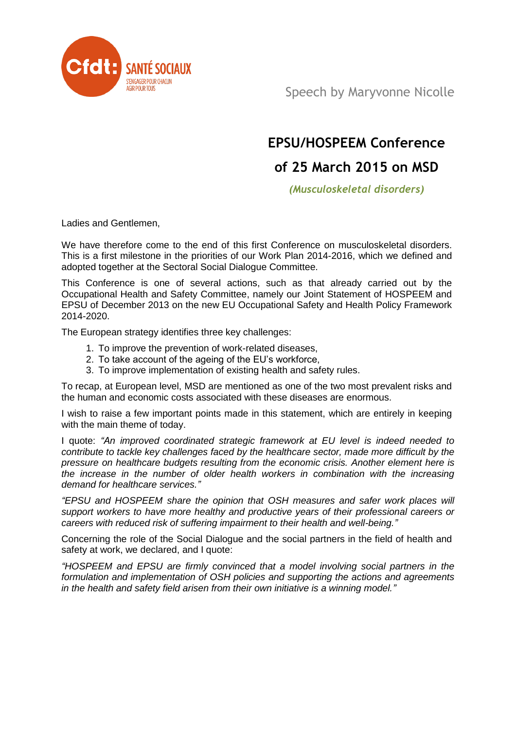Speech by Maryvonne Nicolle

# EPSU/HOSPEEM Conference of 25 March 2015 on MSD

*(Musculoskeletal disorders)*

Ladies and Gentlemen,

We have therefore come to the end of this first Conference on musculoskeletal disorders. This is a first milestone in the priorities of our Work Plan 2014-2016, which we defined and adopted together at the Sectoral Social Dialogue Committee.

This Conference is one of several actions, such as that already carried out by the Occupational Health and Safety Committee, namely our Joint Statement of HOSPEEM and EPSU of December 2013 on the new EU Occupational Safety and Health Policy Framework 2014-2020.

The European strategy identifies three key challenges:

1. To improve the prevention of work-related diseases,
2. To take account of the ageing of the EU's workforce,
3. To improve implementation of existing health and safety rules.

To recap, at European level, MSD are mentioned as one of the two most prevalent risks and the human and economic costs associated with these diseases are enormous.

I wish to raise a few important points made in this statement, which are entirely in keeping with the main theme of today.

I quote: *"An improved coordinated strategic framework at EU level is indeed needed to contribute to tackle key challenges faced by the healthcare sector, made more difficult by the pressure on healthcare budgets resulting from the economic crisis. Another element here is the increase in the number of older health workers in combination with the increasing demand for healthcare services."*

*"EPSU and HOSPEEM share the opinion that OSH measures and safer work places will support workers to have more healthy and productive years of their professional careers or careers with reduced risk of suffering impairment to their health and well-being."*

Concerning the role of the Social Dialogue and the social partners in the field of health and safety at work, we declared, and I quote:

*"HOSPEEM and EPSU are firmly convinced that a model involving social partners in the formulation and implementation of OSH policies and supporting the actions and agreements in the health and safety field arisen from their own initiative is a winning model."*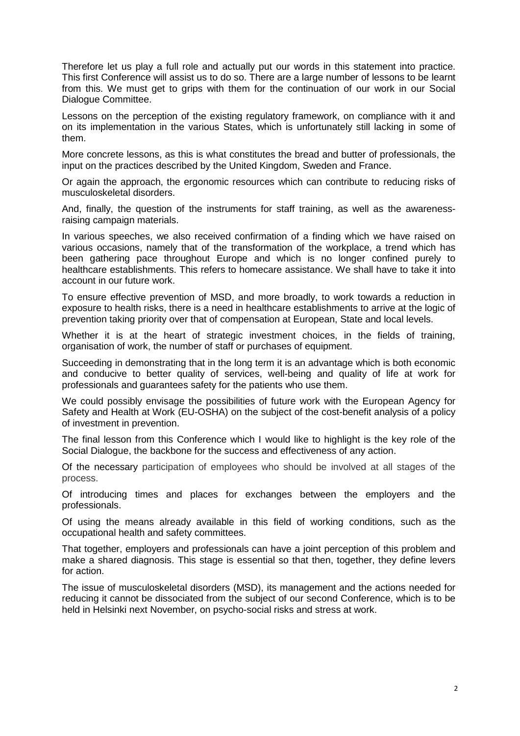Therefore let us play a full role and actually put our words in this statement into practice. This first Conference will assist us to do so. There are a large number of lessons to be learnt from this. We must get to grips with them for the continuation of our work in our Social Dialogue Committee.

Lessons on the perception of the existing regulatory framework, on compliance with it and on its implementation in the various States, which is unfortunately still lacking in some of them.

More concrete lessons, as this is what constitutes the bread and butter of professionals, the input on the practices described by the United Kingdom, Sweden and France.

Or again the approach, the ergonomic resources which can contribute to reducing risks of musculoskeletal disorders.

And, finally, the question of the instruments for staff training, as well as the awareness-raising campaign materials.

In various speeches, we also received confirmation of a finding which we have raised on various occasions, namely that of the transformation of the workplace, a trend which has been gathering pace throughout Europe and which is no longer confined purely to healthcare establishments. This refers to homecare assistance. We shall have to take it into account in our future work.

To ensure effective prevention of MSD, and more broadly, to work towards a reduction in exposure to health risks, there is a need in healthcare establishments to arrive at the logic of prevention taking priority over that of compensation at European, State and local levels.

Whether it is at the heart of strategic investment choices, in the fields of training, organisation of work, the number of staff or purchases of equipment.

Succeeding in demonstrating that in the long term it is an advantage which is both economic and conducive to better quality of services, well-being and quality of life at work for professionals and guarantees safety for the patients who use them.

We could possibly envisage the possibilities of future work with the European Agency for Safety and Health at Work (EU-OSHA) on the subject of the cost-benefit analysis of a policy of investment in prevention.

The final lesson from this Conference which I would like to highlight is the key role of the Social Dialogue, the backbone for the success and effectiveness of any action.

Of the necessary participation of employees who should be involved at all stages of the process.

Of introducing times and places for exchanges between the employers and the professionals.

Of using the means already available in this field of working conditions, such as the occupational health and safety committees.

That together, employers and professionals can have a joint perception of this problem and make a shared diagnosis. This stage is essential so that then, together, they define levers for action.

The issue of musculoskeletal disorders (MSD), its management and the actions needed for reducing it cannot be dissociated from the subject of our second Conference, which is to be held in Helsinki next November, on psycho-social risks and stress at work.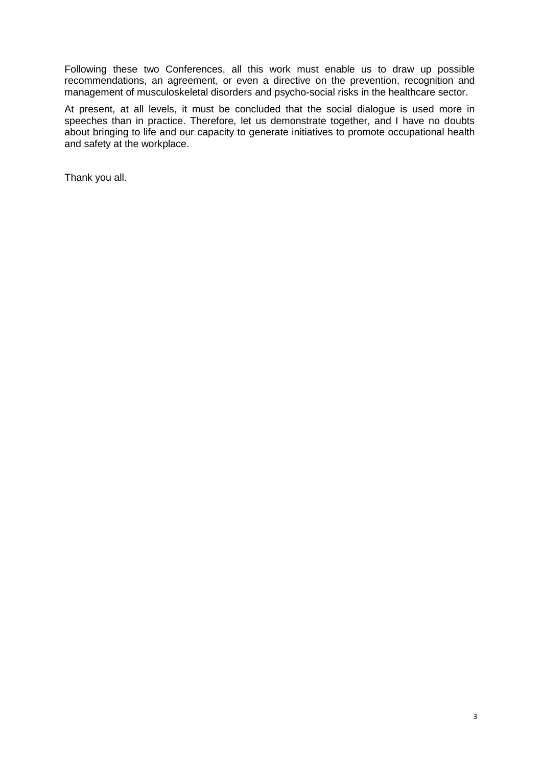Following these two Conferences, all this work must enable us to draw up possible recommendations, an agreement, or even a directive on the prevention, recognition and management of musculoskeletal disorders and psycho-social risks in the healthcare sector.

At present, at all levels, it must be concluded that the social dialogue is used more in speeches than in practice. Therefore, let us demonstrate together, and I have no doubts about bringing to life and our capacity to generate initiatives to promote occupational health and safety at the workplace.

Thank you all.